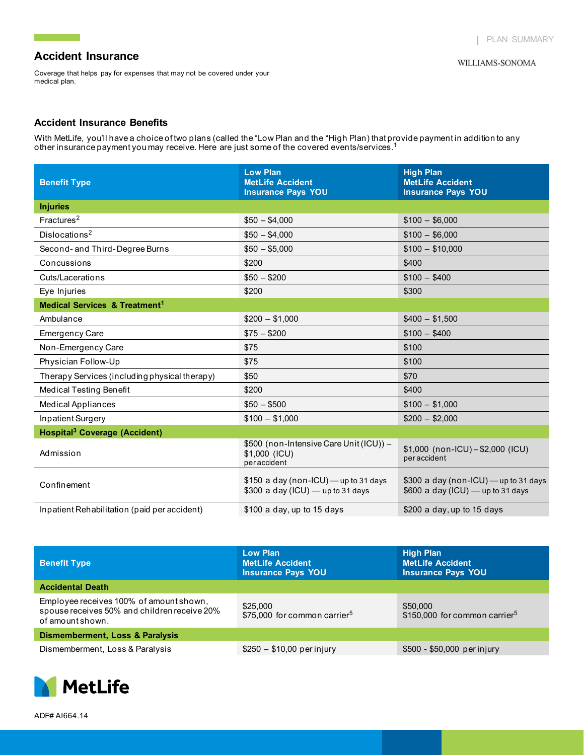PLAN SUMMARY

WILLIAMS-SONOMA

# Accident Insurance

Coverage that helps pay for expenses that may not be covered under your medical plan.

## Accident Insurance Benefits

With MetLife, you'll have a choice of two plans (called the "Low Plan and the "High Plan) that provide payment in addition to any other insurance payment you may receive. Here are just some of the covered events/services.[1]

| Benefit Type | Low Plan MetLife Accident Insurance Pays YOU | High Plan MetLife Accident Insurance Pays YOU |
|---|---|---|
| **Injuries** | | |
| Fractures[2] | $50 – $4,000 | $100 – $6,000 |
| Dislocations[2] | $50 – $4,000 | $100 – $6,000 |
| Second- and Third-Degree Burns | $50 – $5,000 | $100 – $10,000 |
| Concussions | $200 | $400 |
| Cuts/Lacerations | $50 – $200 | $100 – $400 |
| Eye Injuries | $200 | $300 |
| **Medical Services & Treatment[1]** | | |
| Ambulance | $200 – $1,000 | $400 – $1,500 |
| Emergency Care | $75 – $200 | $100 – $400 |
| Non-Emergency Care | $75 | $100 |
| Physician Follow-Up | $75 | $100 |
| Therapy Services (including physical therapy) | $50 | $70 |
| Medical Testing Benefit | $200 | $400 |
| Medical Appliances | $50 – $500 | $100 – $1,000 |
| Inpatient Surgery | $100 – $1,000 | $200 – $2,000 |
| **Hospital[3] Coverage (Accident)** | | |
| Admission | $500 (non-Intensive Care Unit (ICU)) – $1,000 (ICU) per accident | $1,000 (non-ICU) – $2,000 (ICU) per accident |
| Confinement | $150 a day (non-ICU) — up to 31 days<br>$300 a day (ICU) — up to 31 days | $300 a day (non-ICU) — up to 31 days<br>$600 a day (ICU) — up to 31 days |
| Inpatient Rehabilitation (paid per accident) | $100 a day, up to 15 days | $200 a day, up to 15 days |

| Benefit Type | Low Plan MetLife Accident Insurance Pays YOU | High Plan MetLife Accident Insurance Pays YOU |
|---|---|---|
| **Accidental Death** | | |
| Employee receives 100% of amount shown, spouse receives 50% and children receive 20% of amount shown. | $25,000<br>$75,000 for common carrier[5] | $50,000<br>$150,000 for common carrier[5] |
| **Dismemberment, Loss & Paralysis** | | |
| Dismemberment, Loss & Paralysis | $250 – $10,00 per injury | $500 - $50,000 per injury |

MetLife

ADF# AI664.14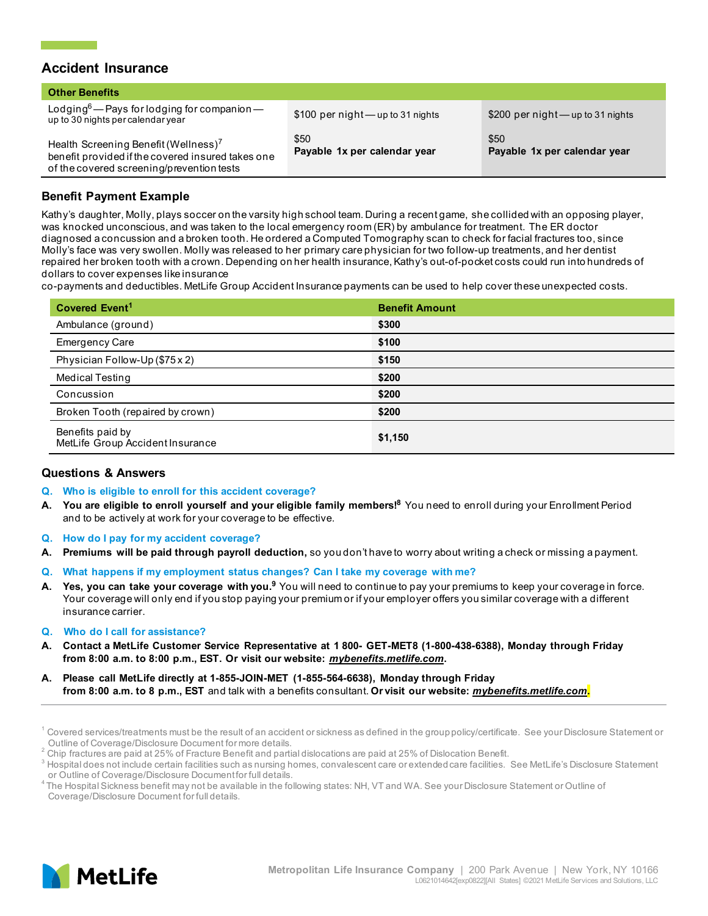## Accident Insurance

| Other Benefits | | |
|---|---|---|
| Lodging[6] — Pays for lodging for companion — up to 30 nights per calendar year | $100 per night — up to 31 nights | $200 per night — up to 31 nights |
| Health Screening Benefit (Wellness)[7] benefit provided if the covered insured takes one of the covered screening/prevention tests | $50 **Payable 1x per calendar year** | $50 **Payable 1x per calendar year** |

### Benefit Payment Example

Kathy's daughter, Molly, plays soccer on the varsity high school team. During a recent game, she collided with an opposing player, was knocked unconscious, and was taken to the local emergency room (ER) by ambulance for treatment. The ER doctor diagnosed a concussion and a broken tooth. He ordered a Computed Tomography scan to check for facial fractures too, since Molly's face was very swollen. Molly was released to her primary care physician for two follow-up treatments, and her dentist repaired her broken tooth with a crown. Depending on her health insurance, Kathy's out-of-pocket costs could run into hundreds of dollars to cover expenses like insurance co-payments and deductibles. MetLife Group Accident Insurance payments can be used to help cover these unexpected costs.

| Covered Event[1] | Benefit Amount |
|---|---|
| Ambulance (ground) | **$300** |
| Emergency Care | **$100** |
| Physician Follow-Up ($75 x 2) | **$150** |
| Medical Testing | **$200** |
| Concussion | **$200** |
| Broken Tooth (repaired by crown) | **$200** |
| Benefits paid by MetLife Group Accident Insurance | **$1,150** |

### Questions & Answers

**Q. Who is eligible to enroll for this accident coverage?**

**A. You are eligible to enroll yourself and your eligible family members![8]** You need to enroll during your Enrollment Period and to be actively at work for your coverage to be effective.

**Q. How do I pay for my accident coverage?**

**A. Premiums will be paid through payroll deduction,** so you don't have to worry about writing a check or missing a payment.

**Q. What happens if my employment status changes? Can I take my coverage with me?**

**A. Yes, you can take your coverage with you.[9]** You will need to continue to pay your premiums to keep your coverage in force. Your coverage will only end if you stop paying your premium or if your employer offers you similar coverage with a different insurance carrier.

**Q. Who do I call for assistance?**

**A. Contact a MetLife Customer Service Representative at 1 800- GET-MET8 (1-800-438-6388), Monday through Friday from 8:00 a.m. to 8:00 p.m., EST. Or visit our website: *mybenefits.metlife.com*.**

**A. Please call MetLife directly at 1-855-JOIN-MET (1-855-564-6638), Monday through Friday from 8:00 a.m. to 8 p.m., EST** and talk with a benefits consultant. **Or visit our website: *mybenefits.metlife.com*.**

---

[1] Covered services/treatments must be the result of an accident or sickness as defined in the group policy/certificate. See your Disclosure Statement or Outline of Coverage/Disclosure Document for more details.
[2] Chip fractures are paid at 25% of Fracture Benefit and partial dislocations are paid at 25% of Dislocation Benefit.
[3] Hospital does not include certain facilities such as nursing homes, convalescent care or extended care facilities. See MetLife's Disclosure Statement or Outline of Coverage/Disclosure Document for full details.
[4] The Hospital Sickness benefit may not be available in the following states: NH, VT and WA. See your Disclosure Statement or Outline of Coverage/Disclosure Document for full details.

Metropolitan Life Insurance Company | 200 Park Avenue | New York, NY 10166
L0621014642[exp0822][All States] ©2021 MetLife Services and Solutions, LLC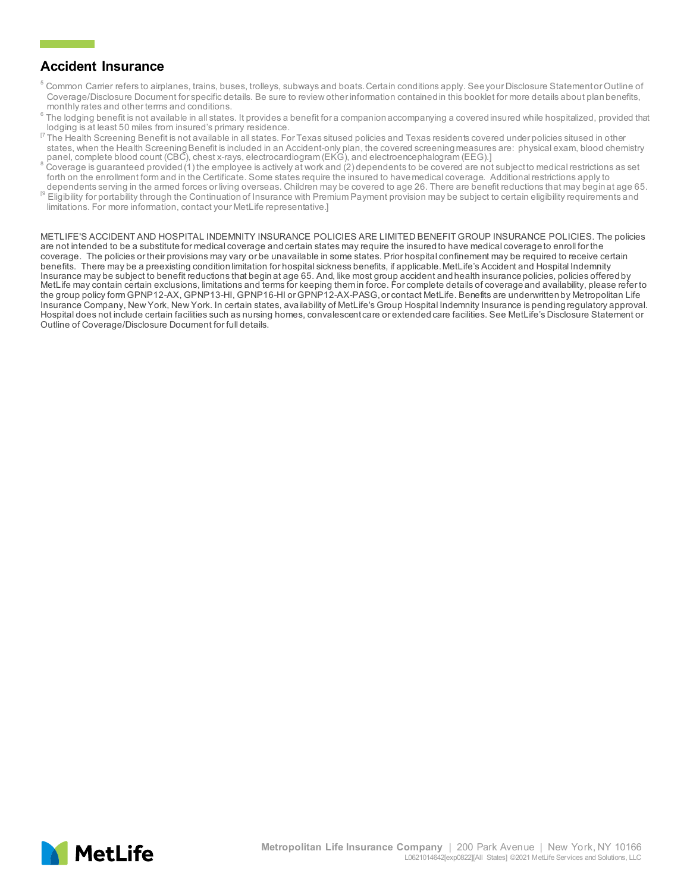## Accident Insurance

[5] Common Carrier refers to airplanes, trains, buses, trolleys, subways and boats. Certain conditions apply. See your Disclosure Statement or Outline of Coverage/Disclosure Document for specific details. Be sure to review other information contained in this booklet for more details about plan benefits, monthly rates and other terms and conditions.

[6] The lodging benefit is not available in all states. It provides a benefit for a companion accompanying a covered insured while hospitalized, provided that lodging is at least 50 miles from insured's primary residence.

[[7] The Health Screening Benefit is not available in all states. For Texas sitused policies and Texas residents covered under policies sitused in other states, when the Health Screening Benefit is included in an Accident-only plan, the covered screening measures are: physical exam, blood chemistry panel, complete blood count (CBC), chest x-rays, electrocardiogram (EKG), and electroencephalogram (EEG).]

[8] Coverage is guaranteed provided (1) the employee is actively at work and (2) dependents to be covered are not subject to medical restrictions as set forth on the enrollment form and in the Certificate. Some states require the insured to have medical coverage. Additional restrictions apply to dependents serving in the armed forces or living overseas. Children may be covered to age 26. There are benefit reductions that may begin at age 65.

[[9] Eligibility for portability through the Continuation of Insurance with Premium Payment provision may be subject to certain eligibility requirements and limitations. For more information, contact your MetLife representative.]

METLIFE'S ACCIDENT AND HOSPITAL INDEMNITY INSURANCE POLICIES ARE LIMITED BENEFIT GROUP INSURANCE POLICIES. The policies are not intended to be a substitute for medical coverage and certain states may require the insured to have medical coverage to enroll for the coverage. The policies or their provisions may vary or be unavailable in some states. Prior hospital confinement may be required to receive certain benefits. There may be a preexisting condition limitation for hospital sickness benefits, if applicable. MetLife's Accident and Hospital Indemnity Insurance may be subject to benefit reductions that begin at age 65. And, like most group accident and health insurance policies, policies offered by MetLife may contain certain exclusions, limitations and terms for keeping them in force. For complete details of coverage and availability, please refer to the group policy form GPNP12-AX, GPNP13-HI, GPNP16-HI or GPNP12-AX-PASG, or contact MetLife. Benefits are underwritten by Metropolitan Life Insurance Company, New York, New York. In certain states, availability of MetLife's Group Hospital Indemnity Insurance is pending regulatory approval. Hospital does not include certain facilities such as nursing homes, convalescent care or extended care facilities. See MetLife's Disclosure Statement or Outline of Coverage/Disclosure Document for full details.

MetLife

**Metropolitan Life Insurance Company** | 200 Park Avenue | New York, NY 10166
L0621014642[exp0822][All States] ©2021 MetLife Services and Solutions, LLC